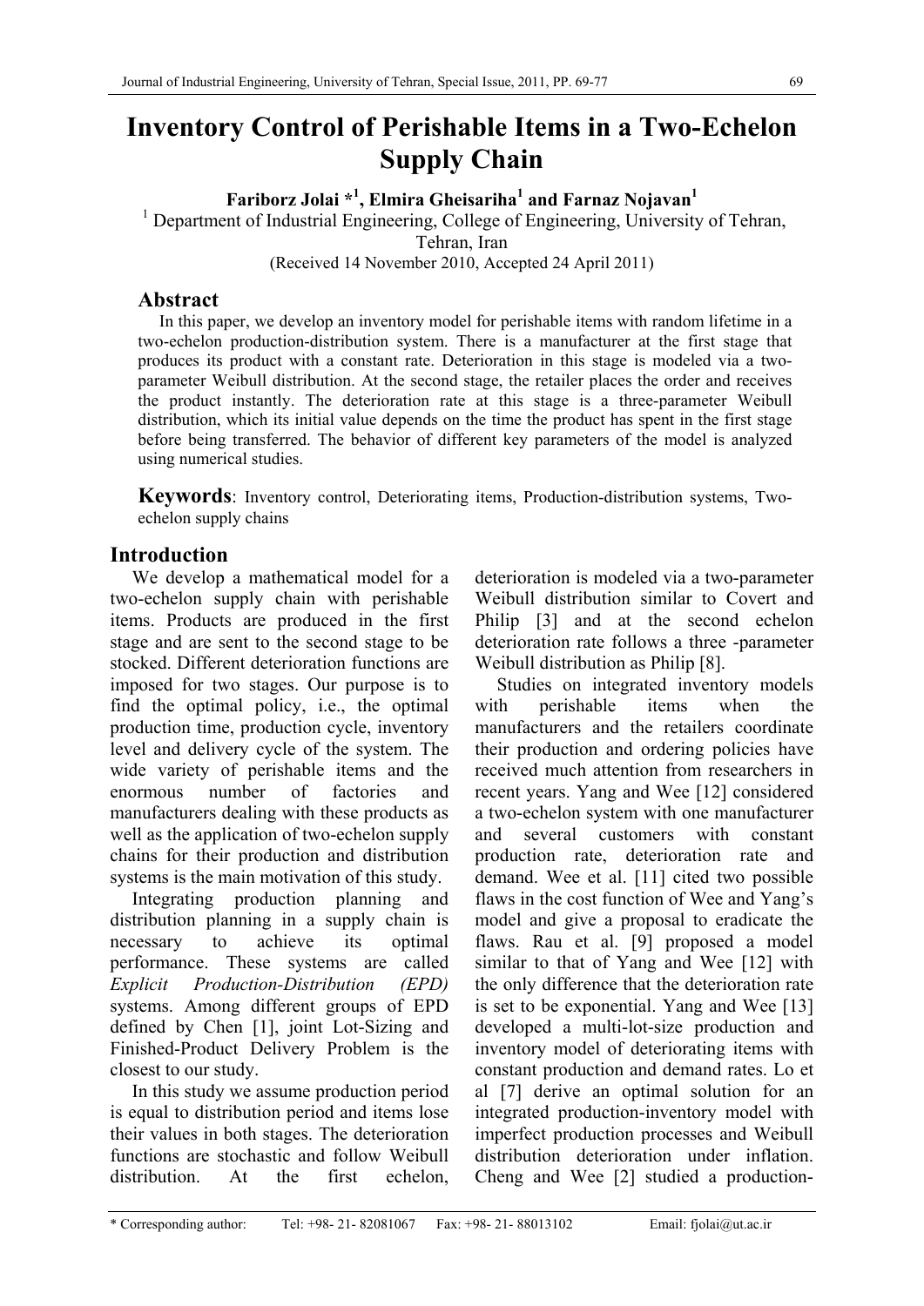# Inventory Control of Perishable Items in a Two-Echelon Supply Chain

**Fariborz Jolai \*[1], Elmira Gheisariha[1] and Farnaz Nojavan[1]**

[1] Department of Industrial Engineering, College of Engineering, University of Tehran, Tehran, Iran

(Received 14 November 2010, Accepted 24 April 2011)

## Abstract

In this paper, we develop an inventory model for perishable items with random lifetime in a two-echelon production-distribution system. There is a manufacturer at the first stage that produces its product with a constant rate. Deterioration in this stage is modeled via a two-parameter Weibull distribution. At the second stage, the retailer places the order and receives the product instantly. The deterioration rate at this stage is a three-parameter Weibull distribution, which its initial value depends on the time the product has spent in the first stage before being transferred. The behavior of different key parameters of the model is analyzed using numerical studies.

**Keywords**: Inventory control, Deteriorating items, Production-distribution systems, Two-echelon supply chains

## Introduction

We develop a mathematical model for a two-echelon supply chain with perishable items. Products are produced in the first stage and are sent to the second stage to be stocked. Different deterioration functions are imposed for two stages. Our purpose is to find the optimal policy, i.e., the optimal production time, production cycle, inventory level and delivery cycle of the system. The wide variety of perishable items and the enormous number of factories and manufacturers dealing with these products as well as the application of two-echelon supply chains for their production and distribution systems is the main motivation of this study.

Integrating production planning and distribution planning in a supply chain is necessary to achieve its optimal performance. These systems are called *Explicit Production-Distribution (EPD)* systems. Among different groups of EPD defined by Chen [1], joint Lot-Sizing and Finished-Product Delivery Problem is the closest to our study.

In this study we assume production period is equal to distribution period and items lose their values in both stages. The deterioration functions are stochastic and follow Weibull distribution. At the first echelon, deterioration is modeled via a two-parameter Weibull distribution similar to Covert and Philip [3] and at the second echelon deterioration rate follows a three -parameter Weibull distribution as Philip [8].

Studies on integrated inventory models with perishable items when the manufacturers and the retailers coordinate their production and ordering policies have received much attention from researchers in recent years. Yang and Wee [12] considered a two-echelon system with one manufacturer and several customers with constant production rate, deterioration rate and demand. Wee et al. [11] cited two possible flaws in the cost function of Wee and Yang's model and give a proposal to eradicate the flaws. Rau et al. [9] proposed a model similar to that of Yang and Wee [12] with the only difference that the deterioration rate is set to be exponential. Yang and Wee [13] developed a multi-lot-size production and inventory model of deteriorating items with constant production and demand rates. Lo et al [7] derive an optimal solution for an integrated production-inventory model with imperfect production processes and Weibull distribution deterioration under inflation. Cheng and Wee [2] studied a production-

\* Corresponding author: Tel: +98- 21- 82081067 Fax: +98- 21- 88013102 Email: fjolai@ut.ac.ir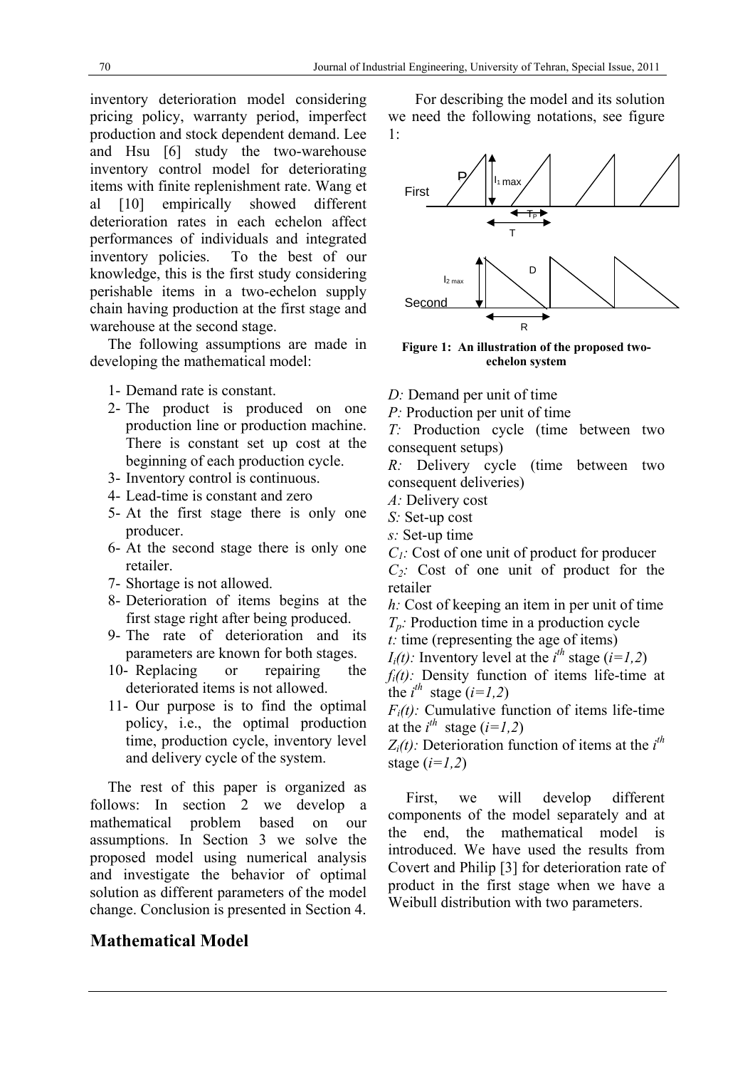inventory deterioration model considering pricing policy, warranty period, imperfect production and stock dependent demand. Lee and Hsu [6] study the two-warehouse inventory control model for deteriorating items with finite replenishment rate. Wang et al [10] empirically showed different deterioration rates in each echelon affect performances of individuals and integrated inventory policies. To the best of our knowledge, this is the first study considering perishable items in a two-echelon supply chain having production at the first stage and warehouse at the second stage.

The following assumptions are made in developing the mathematical model:

1- Demand rate is constant.
2- The product is produced on one production line or production machine. There is constant set up cost at the beginning of each production cycle.
3- Inventory control is continuous.
4- Lead-time is constant and zero
5- At the first stage there is only one producer.
6- At the second stage there is only one retailer.
7- Shortage is not allowed.
8- Deterioration of items begins at the first stage right after being produced.
9- The rate of deterioration and its parameters are known for both stages.
10- Replacing or repairing the deteriorated items is not allowed.
11- Our purpose is to find the optimal policy, i.e., the optimal production time, production cycle, inventory level and delivery cycle of the system.

The rest of this paper is organized as follows: In section 2 we develop a mathematical problem based on our assumptions. In Section 3 we solve the proposed model using numerical analysis and investigate the behavior of optimal solution as different parameters of the model change. Conclusion is presented in Section 4.

# Mathematical Model

For describing the model and its solution we need the following notations, see figure 1:

**Figure 1: An illustration of the proposed two-echelon system**

*D:* Demand per unit of time
*P:* Production per unit of time
*T:* Production cycle (time between two consequent setups)
*R:* Delivery cycle (time between two consequent deliveries)
*A:* Delivery cost
*S:* Set-up cost
*s:* Set-up time
$C_1$: Cost of one unit of product for producer
$C_2$: Cost of one unit of product for the retailer
*h:* Cost of keeping an item in per unit of time
$T_p$: Production time in a production cycle
*t:* time (representing the age of items)
$I_i(t)$: Inventory level at the $i^{th}$ stage ($i=1,2$)
$f_i(t)$: Density function of items life-time at the $i^{th}$ stage ($i=1,2$)
$F_i(t)$: Cumulative function of items life-time at the $i^{th}$ stage ($i=1,2$)
$Z_i(t)$: Deterioration function of items at the $i^{th}$ stage ($i=1,2$)

First, we will develop different components of the model separately and at the end, the mathematical model is introduced. We have used the results from Covert and Philip [3] for deterioration rate of product in the first stage when we have a Weibull distribution with two parameters.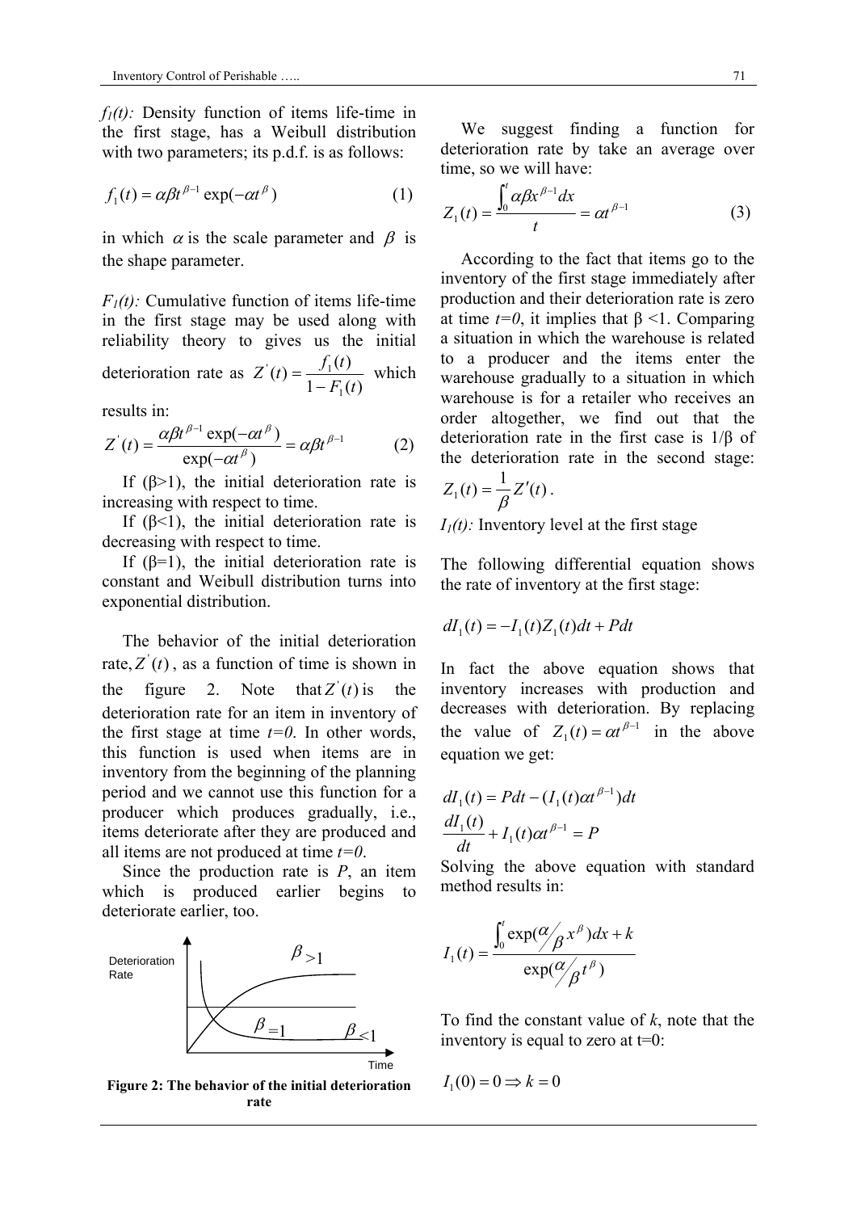$f_1(t)$: Density function of items life-time in the first stage, has a Weibull distribution with two parameters; its p.d.f. is as follows:

$$f_1(t) = \alpha\beta t^{\beta-1}\exp(-\alpha t^{\beta}) \qquad (1)$$

in which $\alpha$ is the scale parameter and $\beta$ is the shape parameter.

$F_1(t)$: Cumulative function of items life-time in the first stage may be used along with reliability theory to gives us the initial deterioration rate as $Z'(t) = \frac{f_1(t)}{1-F_1(t)}$ which results in:

$$Z'(t) = \frac{\alpha\beta t^{\beta-1}\exp(-\alpha t^{\beta})}{\exp(-\alpha t^{\beta})} = \alpha\beta t^{\beta-1} \qquad (2)$$

If ($\beta$>1), the initial deterioration rate is increasing with respect to time.

If ($\beta$<1), the initial deterioration rate is decreasing with respect to time.

If ($\beta$=1), the initial deterioration rate is constant and Weibull distribution turns into exponential distribution.

The behavior of the initial deterioration rate, $Z'(t)$, as a function of time is shown in the figure 2. Note that $Z'(t)$ is the deterioration rate for an item in inventory of the first stage at time $t=0$. In other words, this function is used when items are in inventory from the beginning of the planning period and we cannot use this function for a producer which produces gradually, i.e., items deteriorate after they are produced and all items are not produced at time $t=0$.

Since the production rate is $P$, an item which is produced earlier begins to deteriorate earlier, too.

**Figure 2: The behavior of the initial deterioration rate**

We suggest finding a function for deterioration rate by take an average over time, so we will have:

$$Z_1(t) = \frac{\int_0^t \alpha\beta x^{\beta-1}dx}{t} = \alpha t^{\beta-1} \qquad (3)$$

According to the fact that items go to the inventory of the first stage immediately after production and their deterioration rate is zero at time $t=0$, it implies that $\beta$ <1. Comparing a situation in which the warehouse is related to a producer and the items enter the warehouse gradually to a situation in which warehouse is for a retailer who receives an order altogether, we find out that the deterioration rate in the first case is 1/$\beta$ of the deterioration rate in the second stage: $Z_1(t) = \frac{1}{\beta}Z'(t)$.

$I_1(t)$: Inventory level at the first stage

The following differential equation shows the rate of inventory at the first stage:

$$dI_1(t) = -I_1(t)Z_1(t)dt + Pdt$$

In fact the above equation shows that inventory increases with production and decreases with deterioration. By replacing the value of $Z_1(t) = \alpha t^{\beta-1}$ in the above equation we get:

$$dI_1(t) = Pdt - (I_1(t)\alpha t^{\beta-1})dt$$

$$\frac{dI_1(t)}{dt} + I_1(t)\alpha t^{\beta-1} = P$$

Solving the above equation with standard method results in:

$$I_1(t) = \frac{\int_0^t \exp(\alpha/_{\beta}\, x^{\beta})dx + k}{\exp(\alpha/_{\beta}\, t^{\beta})}$$

To find the constant value of $k$, note that the inventory is equal to zero at t=0:

$$I_1(0) = 0 \Rightarrow k = 0$$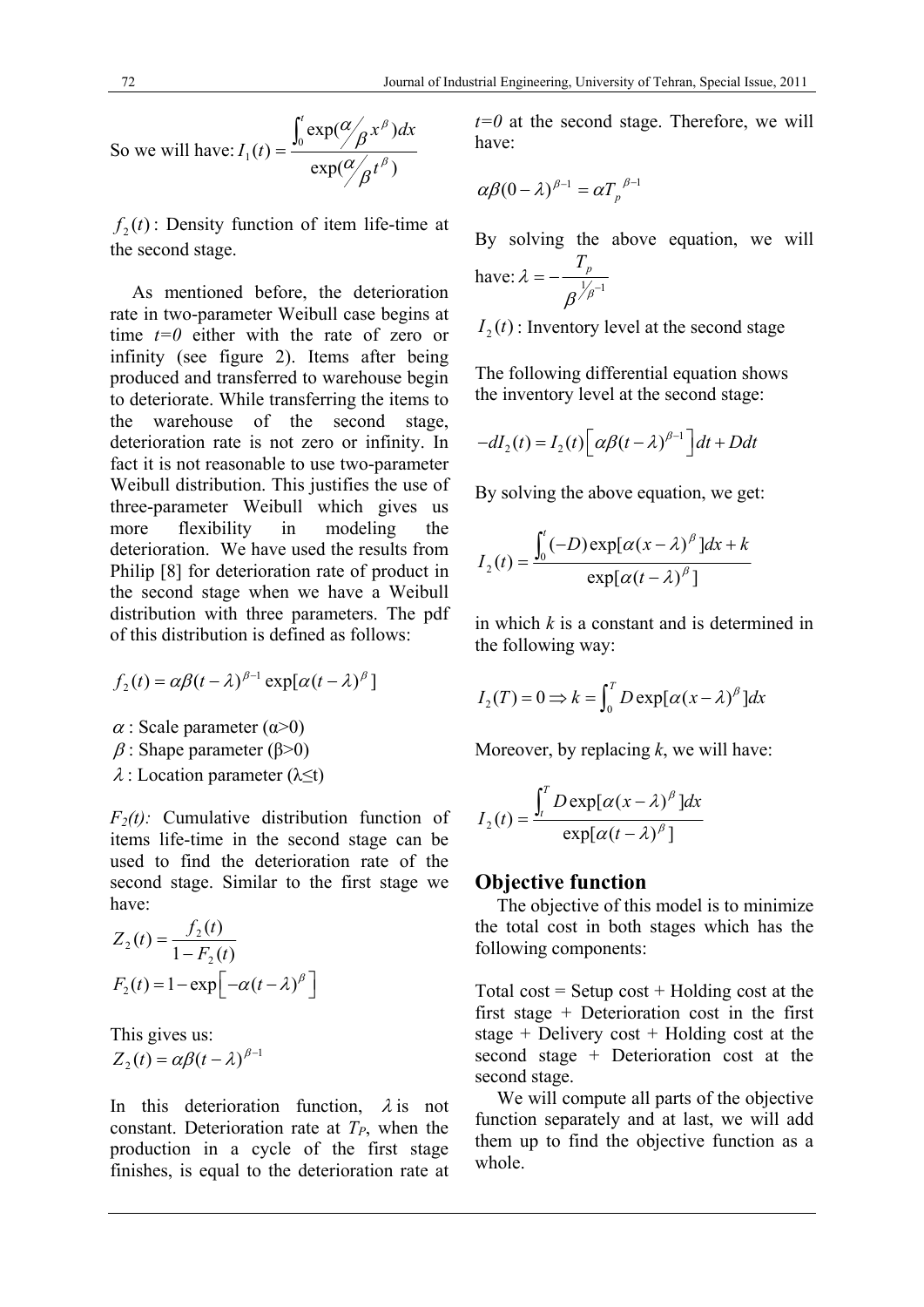So we will have: $I_1(t) = \dfrac{\int_0^t \exp(\alpha/\beta \, x^\beta)dx}{\exp(\alpha/\beta \, t^\beta)}$

$f_2(t)$: Density function of item life-time at the second stage.

As mentioned before, the deterioration rate in two-parameter Weibull case begins at time $t=0$ either with the rate of zero or infinity (see figure 2). Items after being produced and transferred to warehouse begin to deteriorate. While transferring the items to the warehouse of the second stage, deterioration rate is not zero or infinity. In fact it is not reasonable to use two-parameter Weibull distribution. This justifies the use of three-parameter Weibull which gives us more flexibility in modeling the deterioration. We have used the results from Philip [8] for deterioration rate of product in the second stage when we have a Weibull distribution with three parameters. The pdf of this distribution is defined as follows:

$$f_2(t) = \alpha\beta(t-\lambda)^{\beta-1}\exp[\alpha(t-\lambda)^\beta]$$

$\alpha$ : Scale parameter (α>0)
$\beta$ : Shape parameter (β>0)
$\lambda$ : Location parameter (λ≤t)

*$F_2(t)$:* Cumulative distribution function of items life-time in the second stage can be used to find the deterioration rate of the second stage. Similar to the first stage we have:

$$Z_2(t) = \frac{f_2(t)}{1-F_2(t)}$$

$$F_2(t) = 1 - \exp\left[-\alpha(t-\lambda)^\beta\right]$$

This gives us:

$$Z_2(t) = \alpha\beta(t-\lambda)^{\beta-1}$$

In this deterioration function, $\lambda$ is not constant. Deterioration rate at $T_P$, when the production in a cycle of the first stage finishes, is equal to the deterioration rate at $t=0$ at the second stage. Therefore, we will have:

$$\alpha\beta(0-\lambda)^{\beta-1} = \alpha T_p^{\beta-1}$$

By solving the above equation, we will have: $\lambda = -\dfrac{T_p}{\beta^{1/\beta - 1}}$

$I_2(t)$ : Inventory level at the second stage

The following differential equation shows the inventory level at the second stage:

$$-dI_2(t) = I_2(t)\left[\alpha\beta(t-\lambda)^{\beta-1}\right]dt + Ddt$$

By solving the above equation, we get:

$$I_2(t) = \frac{\int_0^t (-D)\exp[\alpha(x-\lambda)^\beta]dx + k}{\exp[\alpha(t-\lambda)^\beta]}$$

in which *k* is a constant and is determined in the following way:

$$I_2(T) = 0 \Rightarrow k = \int_0^T D\exp[\alpha(x-\lambda)^\beta]dx$$

Moreover, by replacing *k*, we will have:

$$I_2(t) = \frac{\int_t^T D\exp[\alpha(x-\lambda)^\beta]dx}{\exp[\alpha(t-\lambda)^\beta]}$$

## Objective function

The objective of this model is to minimize the total cost in both stages which has the following components:

Total cost = Setup cost + Holding cost at the first stage + Deterioration cost in the first stage + Delivery cost + Holding cost at the second stage + Deterioration cost at the second stage.

We will compute all parts of the objective function separately and at last, we will add them up to find the objective function as a whole.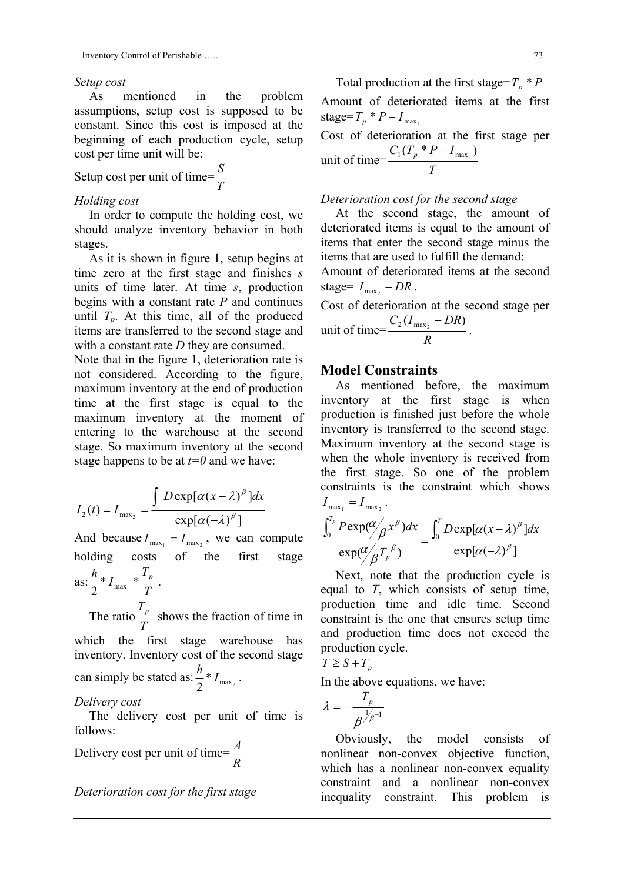*Setup cost*

As mentioned in the problem assumptions, setup cost is supposed to be constant. Since this cost is imposed at the beginning of each production cycle, setup cost per time unit will be:

Setup cost per unit of time= $\frac{S}{T}$

*Holding cost*

In order to compute the holding cost, we should analyze inventory behavior in both stages.

As it is shown in figure 1, setup begins at time zero at the first stage and finishes *s* units of time later. At time *s*, production begins with a constant rate *P* and continues until $T_p$. At this time, all of the produced items are transferred to the second stage and with a constant rate *D* they are consumed.

Note that in the figure 1, deterioration rate is not considered. According to the figure, maximum inventory at the end of production time at the first stage is equal to the maximum inventory at the moment of entering to the warehouse at the second stage. So maximum inventory at the second stage happens to be at *t=0* and we have:

$$I_2(t) = I_{\max_2} = \frac{\int D\exp[\alpha(x-\lambda)^{\beta}]dx}{\exp[\alpha(-\lambda)^{\beta}]}$$

And because $I_{\max_1} = I_{\max_2}$, we can compute holding costs of the first stage as: $\frac{h}{2} * I_{\max_1} * \frac{T_p}{T}$.

The ratio $\frac{T_p}{T}$ shows the fraction of time in which the first stage warehouse has inventory. Inventory cost of the second stage can simply be stated as: $\frac{h}{2} * I_{\max_2}$.

*Delivery cost*

The delivery cost per unit of time is follows:

Delivery cost per unit of time= $\frac{A}{R}$

*Deterioration cost for the first stage*

Total production at the first stage= $T_p * P$

Amount of deteriorated items at the first stage= $T_p * P - I_{\max_1}$

Cost of deterioration at the first stage per unit of time= $\frac{C_1(T_p * P - I_{\max_1})}{T}$

*Deterioration cost for the second stage*

At the second stage, the amount of deteriorated items is equal to the amount of items that enter the second stage minus the items that are used to fulfill the demand:

Amount of deteriorated items at the second stage= $I_{\max_2} - DR$.

Cost of deterioration at the second stage per unit of time= $\frac{C_2(I_{\max_2} - DR)}{R}$.

## Model Constraints

As mentioned before, the maximum inventory at the first stage is when production is finished just before the whole inventory is transferred to the second stage. Maximum inventory at the second stage is when the whole inventory is received from the first stage. So one of the problem constraints is the constraint which shows $I_{\max_1} = I_{\max_2}$.

$$\frac{\int_0^{T_p} P\exp(\alpha/_{\beta}\, x^{\beta})dx}{\exp(\alpha/_{\beta}\, T_p^{\ \beta})} = \frac{\int_0^{T} D\exp[\alpha(x-\lambda)^{\beta}]dx}{\exp[\alpha(-\lambda)^{\beta}]}$$

Next, note that the production cycle is equal to *T*, which consists of setup time, production time and idle time. Second constraint is the one that ensures setup time and production time does not exceed the production cycle.

$$T \geq S + T_p$$

In the above equations, we have:

$$\lambda = -\frac{T_p}{\beta^{1/_{\beta}-1}}$$

Obviously, the model consists of nonlinear non-convex objective function, which has a nonlinear non-convex equality constraint and a nonlinear non-convex inequality constraint. This problem is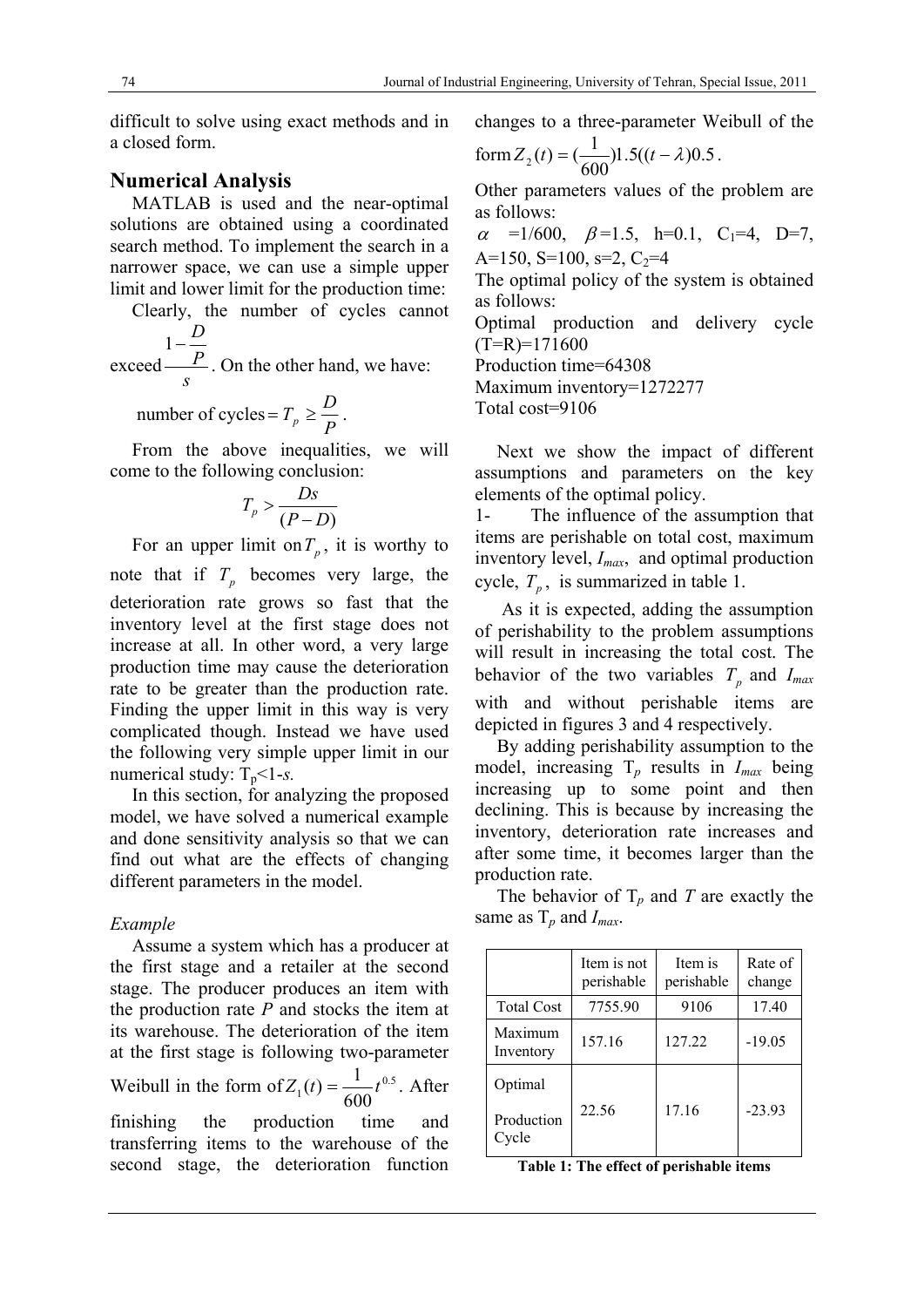difficult to solve using exact methods and in a closed form.

## Numerical Analysis

MATLAB is used and the near-optimal solutions are obtained using a coordinated search method. To implement the search in a narrower space, we can use a simple upper limit and lower limit for the production time:

Clearly, the number of cycles cannot exceed $\frac{1-\frac{D}{P}}{s}$. On the other hand, we have:

$$\text{number of cycles} = T_p \geq \frac{D}{P}.$$

From the above inequalities, we will come to the following conclusion:

$$T_p > \frac{Ds}{(P-D)}$$

For an upper limit on $T_p$, it is worthy to note that if $T_p$ becomes very large, the deterioration rate grows so fast that the inventory level at the first stage does not increase at all. In other word, a very large production time may cause the deterioration rate to be greater than the production rate. Finding the upper limit in this way is very complicated though. Instead we have used the following very simple upper limit in our numerical study: $T_p<1-s$.

In this section, for analyzing the proposed model, we have solved a numerical example and done sensitivity analysis so that we can find out what are the effects of changing different parameters in the model.

*Example*

Assume a system which has a producer at the first stage and a retailer at the second stage. The producer produces an item with the production rate $P$ and stocks the item at its warehouse. The deterioration of the item at the first stage is following two-parameter Weibull in the form of $Z_1(t) = \frac{1}{600} t^{0.5}$. After finishing the production time and transferring items to the warehouse of the second stage, the deterioration function changes to a three-parameter Weibull of the form $Z_2(t) = (\frac{1}{600})1.5((t-\lambda)0.5$.

Other parameters values of the problem are as follows:

$\alpha$ =1/600, $\beta$=1.5, h=0.1, $C_1$=4, D=7, A=150, S=100, s=2, $C_2$=4

The optimal policy of the system is obtained as follows:

Optimal production and delivery cycle (T=R)=171600

Production time=64308

Maximum inventory=1272277

Total cost=9106

Next we show the impact of different assumptions and parameters on the key elements of the optimal policy.

1- The influence of the assumption that items are perishable on total cost, maximum inventory level, $I_{max}$, and optimal production cycle, $T_p$, is summarized in table 1.

As it is expected, adding the assumption of perishability to the problem assumptions will result in increasing the total cost. The behavior of the two variables $T_p$ and $I_{max}$ with and without perishable items are depicted in figures 3 and 4 respectively.

By adding perishability assumption to the model, increasing $T_p$ results in $I_{max}$ being increasing up to some point and then declining. This is because by increasing the inventory, deterioration rate increases and after some time, it becomes larger than the production rate.

The behavior of $T_p$ and $T$ are exactly the same as $T_p$ and $I_{max}$.

| | Item is not perishable | Item is perishable | Rate of change |
|---|---|---|---|
| Total Cost | 7755.90 | 9106 | 17.40 |
| Maximum Inventory | 157.16 | 127.22 | -19.05 |
| Optimal Production Cycle | 22.56 | 17.16 | -23.93 |

**Table 1: The effect of perishable items**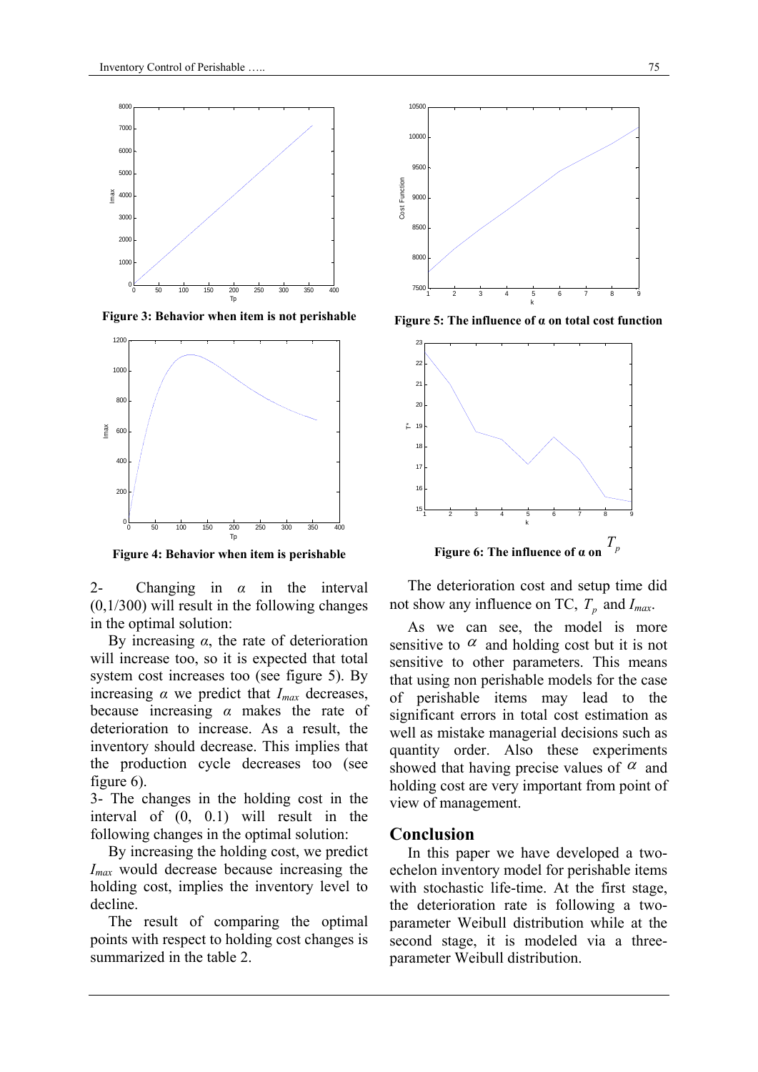Figure 3: Behavior when item is not perishable

Figure 4: Behavior when item is perishable

Figure 5: The influence of α on total cost function

Figure 6: The influence of α on $T_p$

2- Changing in $\alpha$ in the interval (0,1/300) will result in the following changes in the optimal solution:

By increasing $\alpha$, the rate of deterioration will increase too, so it is expected that total system cost increases too (see figure 5). By increasing $\alpha$ we predict that $I_{max}$ decreases, because increasing $\alpha$ makes the rate of deterioration to increase. As a result, the inventory should decrease. This implies that the production cycle decreases too (see figure 6).

3- The changes in the holding cost in the interval of (0, 0.1) will result in the following changes in the optimal solution:

By increasing the holding cost, we predict $I_{max}$ would decrease because increasing the holding cost, implies the inventory level to decline.

The result of comparing the optimal points with respect to holding cost changes is summarized in the table 2.

The deterioration cost and setup time did not show any influence on TC, $T_p$ and $I_{max}$.

As we can see, the model is more sensitive to $\alpha$ and holding cost but it is not sensitive to other parameters. This means that using non perishable models for the case of perishable items may lead to the significant errors in total cost estimation as well as mistake managerial decisions such as quantity order. Also these experiments showed that having precise values of $\alpha$ and holding cost are very important from point of view of management.

## Conclusion

In this paper we have developed a two-echelon inventory model for perishable items with stochastic life-time. At the first stage, the deterioration rate is following a two-parameter Weibull distribution while at the second stage, it is modeled via a three-parameter Weibull distribution.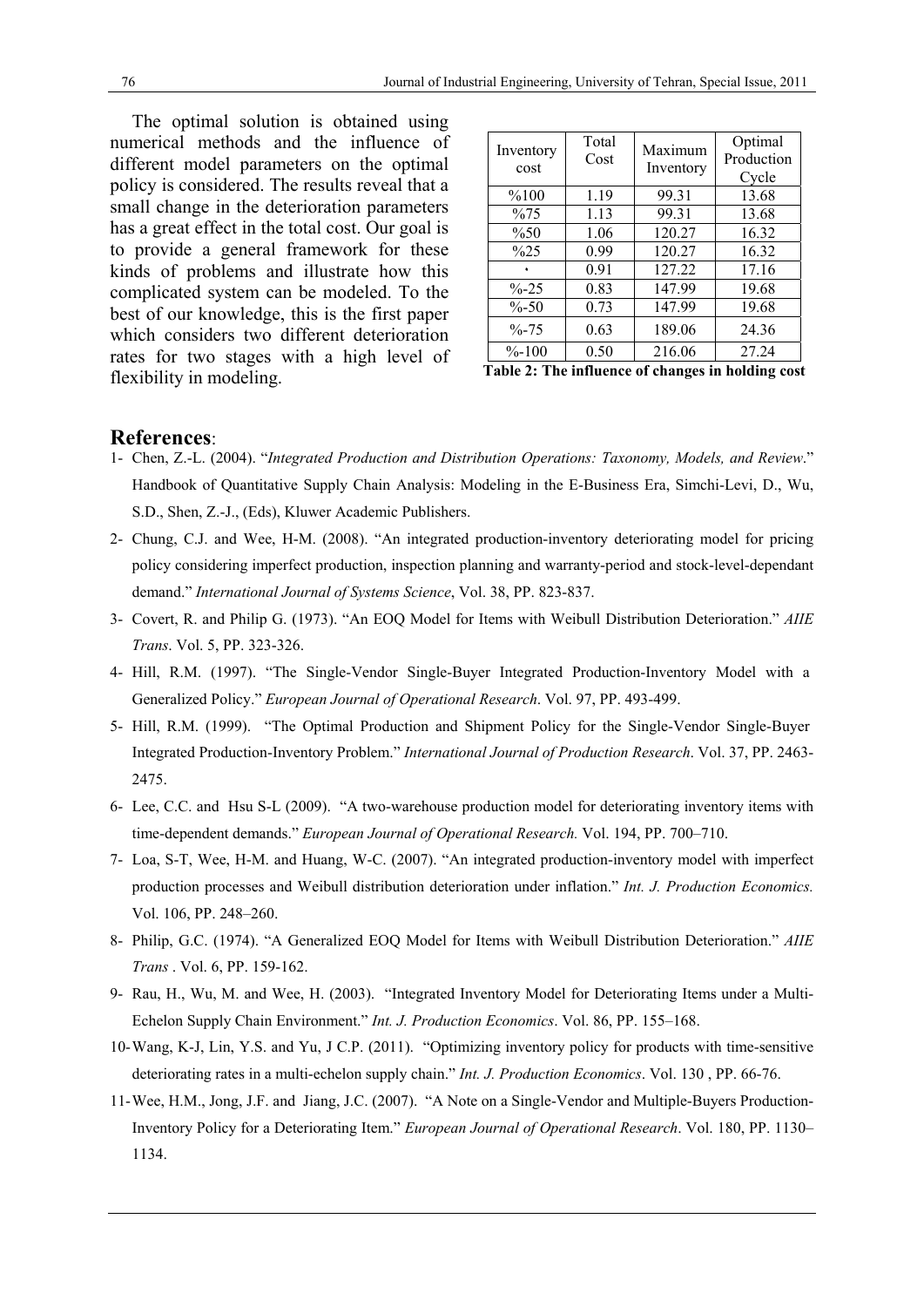The optimal solution is obtained using numerical methods and the influence of different model parameters on the optimal policy is considered. The results reveal that a small change in the deterioration parameters has a great effect in the total cost. Our goal is to provide a general framework for these kinds of problems and illustrate how this complicated system can be modeled. To the best of our knowledge, this is the first paper which considers two different deterioration rates for two stages with a high level of flexibility in modeling.

| Inventory cost | Total Cost | Maximum Inventory | Optimal Production Cycle |
|---|---|---|---|
| %100 | 1.19 | 99.31 | 13.68 |
| %75 | 1.13 | 99.31 | 13.68 |
| %50 | 1.06 | 120.27 | 16.32 |
| %25 | 0.99 | 120.27 | 16.32 |
| ۰ | 0.91 | 127.22 | 17.16 |
| %-25 | 0.83 | 147.99 | 19.68 |
| %-50 | 0.73 | 147.99 | 19.68 |
| %-75 | 0.63 | 189.06 | 24.36 |
| %-100 | 0.50 | 216.06 | 27.24 |

**Table 2: The influence of changes in holding cost**

## References:

1- Chen, Z.-L. (2004). "*Integrated Production and Distribution Operations: Taxonomy, Models, and Review*." Handbook of Quantitative Supply Chain Analysis: Modeling in the E-Business Era, Simchi-Levi, D., Wu, S.D., Shen, Z.-J., (Eds), Kluwer Academic Publishers.

2- Chung, C.J. and Wee, H-M. (2008). "An integrated production-inventory deteriorating model for pricing policy considering imperfect production, inspection planning and warranty-period and stock-level-dependant demand." *International Journal of Systems Science*, Vol. 38, PP. 823-837.

3- Covert, R. and Philip G. (1973). "An EOQ Model for Items with Weibull Distribution Deterioration." *AIIE Trans*. Vol. 5, PP. 323-326.

4- Hill, R.M. (1997). "The Single-Vendor Single-Buyer Integrated Production-Inventory Model with a Generalized Policy." *European Journal of Operational Research*. Vol. 97, PP. 493-499.

5- Hill, R.M. (1999). "The Optimal Production and Shipment Policy for the Single-Vendor Single-Buyer Integrated Production-Inventory Problem." *International Journal of Production Research*. Vol. 37, PP. 2463-2475.

6- Lee, C.C. and Hsu S-L (2009). "A two-warehouse production model for deteriorating inventory items with time-dependent demands." *European Journal of Operational Research.* Vol. 194, PP. 700–710.

7- Loa, S-T, Wee, H-M. and Huang, W-C. (2007). "An integrated production-inventory model with imperfect production processes and Weibull distribution deterioration under inflation." *Int. J. Production Economics.* Vol. 106, PP. 248–260.

8- Philip, G.C. (1974). "A Generalized EOQ Model for Items with Weibull Distribution Deterioration." *AIIE Trans* . Vol. 6, PP. 159-162.

9- Rau, H., Wu, M. and Wee, H. (2003). "Integrated Inventory Model for Deteriorating Items under a Multi-Echelon Supply Chain Environment." *Int. J. Production Economics*. Vol. 86, PP. 155–168.

10- Wang, K-J, Lin, Y.S. and Yu, J C.P. (2011). "Optimizing inventory policy for products with time-sensitive deteriorating rates in a multi-echelon supply chain." *Int. J. Production Economics*. Vol. 130 , PP. 66-76.

11- Wee, H.M., Jong, J.F. and Jiang, J.C. (2007). "A Note on a Single-Vendor and Multiple-Buyers Production-Inventory Policy for a Deteriorating Item." *European Journal of Operational Research*. Vol. 180, PP. 1130–1134.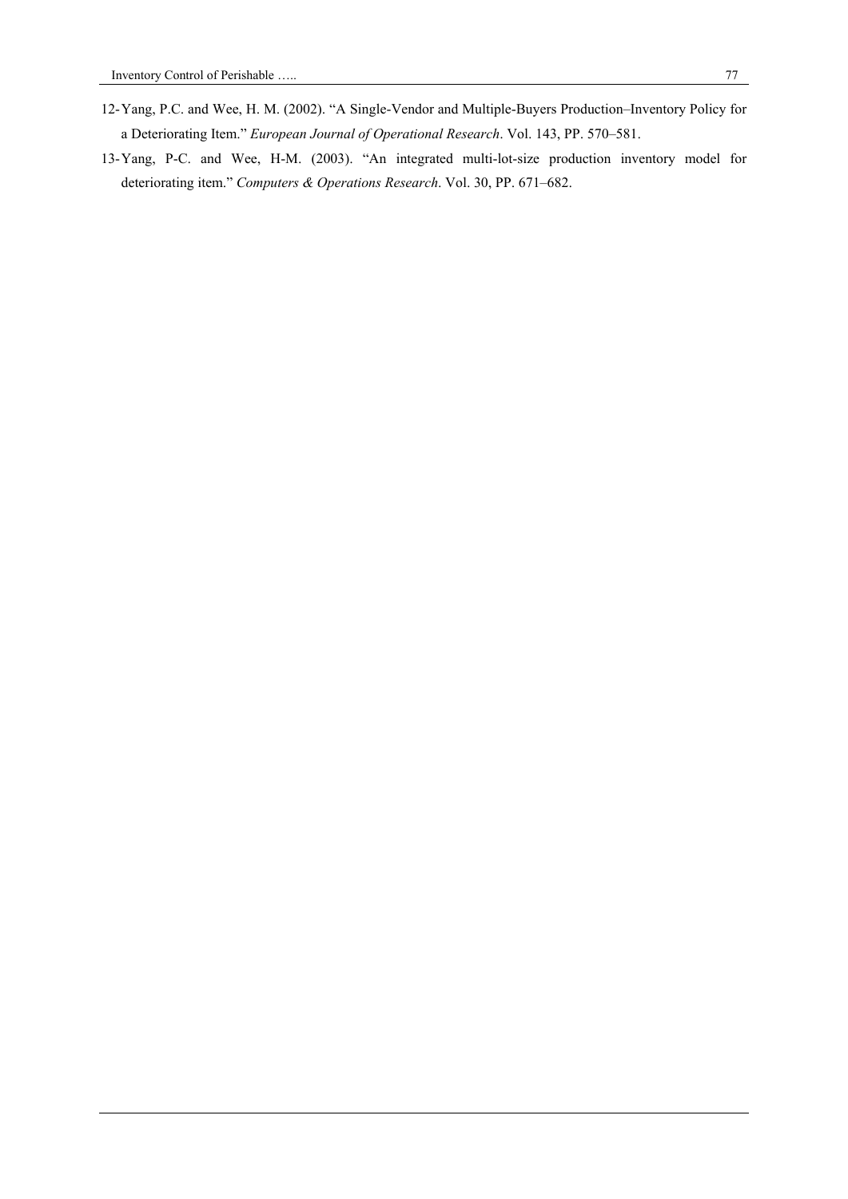12- Yang, P.C. and Wee, H. M. (2002). "A Single-Vendor and Multiple-Buyers Production–Inventory Policy for a Deteriorating Item." *European Journal of Operational Research*. Vol. 143, PP. 570–581.

13- Yang, P-C. and Wee, H-M. (2003). "An integrated multi-lot-size production inventory model for deteriorating item." *Computers & Operations Research*. Vol. 30, PP. 671–682.